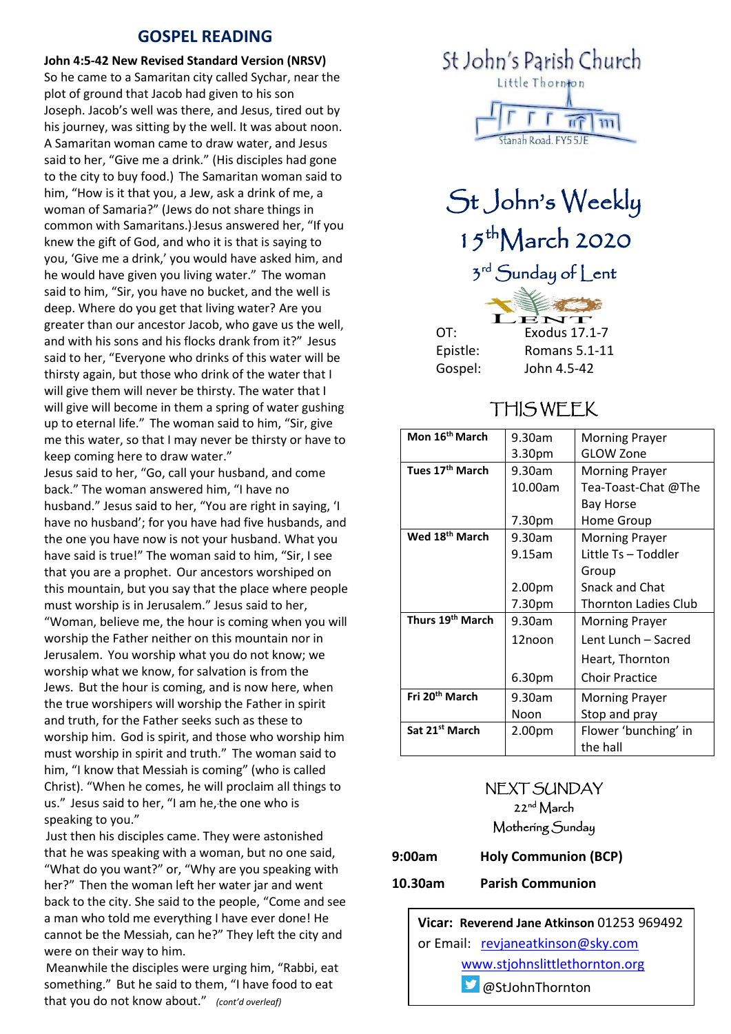## GOSPEL READING

**John 4:5-42 New Revised Standard Version (NRSV)**

So he came to a Samaritan city called Sychar, near the plot of ground that Jacob had given to his son Joseph. Jacob's well was there, and Jesus, tired out by his journey, was sitting by the well. It was about noon. A Samaritan woman came to draw water, and Jesus said to her, "Give me a drink." (His disciples had gone to the city to buy food.) The Samaritan woman said to him, "How is it that you, a Jew, ask a drink of me, a woman of Samaria?" (Jews do not share things in common with Samaritans.) Jesus answered her, "If you knew the gift of God, and who it is that is saying to you, 'Give me a drink,' you would have asked him, and he would have given you living water." The woman said to him, "Sir, you have no bucket, and the well is deep. Where do you get that living water? Are you greater than our ancestor Jacob, who gave us the well, and with his sons and his flocks drank from it?" Jesus said to her, "Everyone who drinks of this water will be thirsty again, but those who drink of the water that I will give them will never be thirsty. The water that I will give will become in them a spring of water gushing up to eternal life." The woman said to him, "Sir, give me this water, so that I may never be thirsty or have to keep coming here to draw water."

Jesus said to her, "Go, call your husband, and come back." The woman answered him, "I have no husband." Jesus said to her, "You are right in saying, 'I have no husband'; for you have had five husbands, and the one you have now is not your husband. What you have said is true!" The woman said to him, "Sir, I see that you are a prophet. Our ancestors worshiped on this mountain, but you say that the place where people must worship is in Jerusalem." Jesus said to her, "Woman, believe me, the hour is coming when you will worship the Father neither on this mountain nor in Jerusalem. You worship what you do not know; we worship what we know, for salvation is from the Jews. But the hour is coming, and is now here, when the true worshipers will worship the Father in spirit and truth, for the Father seeks such as these to worship him. God is spirit, and those who worship him must worship in spirit and truth." The woman said to him, "I know that Messiah is coming" (who is called Christ). "When he comes, he will proclaim all things to us." Jesus said to her, "I am he, the one who is speaking to you."

Just then his disciples came. They were astonished that he was speaking with a woman, but no one said, "What do you want?" or, "Why are you speaking with her?" Then the woman left her water jar and went back to the city. She said to the people, "Come and see a man who told me everything I have ever done! He cannot be the Messiah, can he?" They left the city and were on their way to him.

Meanwhile the disciples were urging him, "Rabbi, eat something." But he said to them, "I have food to eat that you do not know about." *(cont'd overleaf)*

# St John's Parish Church

Little Thornton

Stanah Road. FY5 5JE

# St John's Weekly

## 15th March 2020

### 3rd Sunday of Lent

LENT

| | |
|---|---|
| OT: | Exodus 17.1-7 |
| Epistle: | Romans 5.1-11 |
| Gospel: | John 4.5-42 |

## THIS WEEK

| | | |
|---|---|---|
| **Mon 16th March** | 9.30am<br>3.30pm | Morning Prayer<br>GLOW Zone |
| **Tues 17th March** | 9.30am<br>10.00am<br><br>7.30pm | Morning Prayer<br>Tea-Toast-Chat @The Bay Horse<br>Home Group |
| **Wed 18th March** | 9.30am<br>9.15am<br><br>2.00pm<br>7.30pm | Morning Prayer<br>Little Ts – Toddler Group<br>Snack and Chat<br>Thornton Ladies Club |
| **Thurs 19th March** | 9.30am<br>12noon<br><br>6.30pm | Morning Prayer<br>Lent Lunch – Sacred Heart, Thornton<br>Choir Practice |
| **Fri 20th March** | 9.30am<br>Noon | Morning Prayer<br>Stop and pray |
| **Sat 21st March** | 2.00pm | Flower 'bunching' in the hall |

## NEXT SUNDAY

22nd March

Mothering Sunday

**9:00am** **Holy Communion (BCP)**

**10.30am** **Parish Communion**

**Vicar: Reverend Jane Atkinson** 01253 969492

or Email: revjaneatkinson@sky.com

www.stjohnslittlethornton.org

@StJohnThornton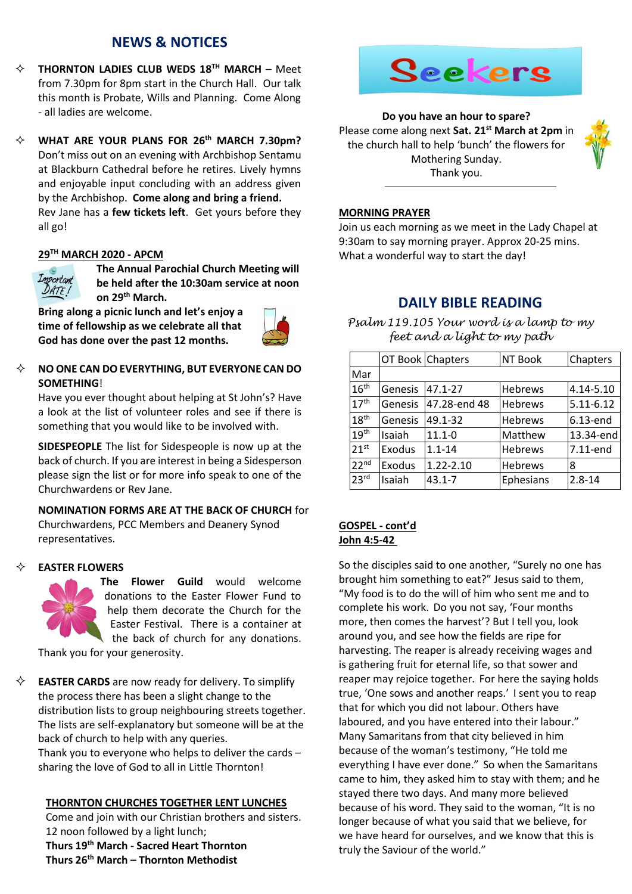## NEWS & NOTICES

- **THORNTON LADIES CLUB WEDS 18TH MARCH** – Meet from 7.30pm for 8pm start in the Church Hall. Our talk this month is Probate, Wills and Planning. Come Along - all ladies are welcome.

- **WHAT ARE YOUR PLANS FOR 26th MARCH 7.30pm?** Don't miss out on an evening with Archbishop Sentamu at Blackburn Cathedral before he retires. Lively hymns and enjoyable input concluding with an address given by the Archbishop. **Come along and bring a friend.** Rev Jane has a **few tickets left**. Get yours before they all go!

**29TH MARCH 2020 - APCM**

**The Annual Parochial Church Meeting will be held after the 10:30am service at noon on 29th March.**

**Bring along a picnic lunch and let's enjoy a time of fellowship as we celebrate all that God has done over the past 12 months.**

- **NO ONE CAN DO EVERYTHING, BUT EVERYONE CAN DO SOMETHING!**
  Have you ever thought about helping at St John's? Have a look at the list of volunteer roles and see if there is something that you would like to be involved with.

  **SIDESPEOPLE** The list for Sidespeople is now up at the back of church. If you are interest in being a Sidesperson please sign the list or for more info speak to one of the Churchwardens or Rev Jane.

  **NOMINATION FORMS ARE AT THE BACK OF CHURCH** for Churchwardens, PCC Members and Deanery Synod representatives.

- **EASTER FLOWERS**
  **The Flower Guild** would welcome donations to the Easter Flower Fund to help them decorate the Church for the Easter Festival. There is a container at the back of church for any donations. Thank you for your generosity.

- **EASTER CARDS** are now ready for delivery. To simplify the process there has been a slight change to the distribution lists to group neighbouring streets together. The lists are self-explanatory but someone will be at the back of church to help with any queries.
  Thank you to everyone who helps to deliver the cards – sharing the love of God to all in Little Thornton!

**THORNTON CHURCHES TOGETHER LENT LUNCHES**

Come and join with our Christian brothers and sisters.
12 noon followed by a light lunch;
**Thurs 19th March - Sacred Heart Thornton**
**Thurs 26th March – Thornton Methodist**

## Seekers

**Do you have an hour to spare?**
Please come along next **Sat. 21st March at 2pm** in the church hall to help 'bunch' the flowers for Mothering Sunday.
Thank you.

**MORNING PRAYER**

Join us each morning as we meet in the Lady Chapel at 9:30am to say morning prayer. Approx 20-25 mins. What a wonderful way to start the day!

## DAILY BIBLE READING

*Psalm 119.105 Your word is a lamp to my feet and a light to my path*

| | OT Book | Chapters | NT Book | Chapters |
|---|---|---|---|---|
| Mar | | | | |
| 16th | Genesis | 47.1-27 | Hebrews | 4.14-5.10 |
| 17th | Genesis | 47.28-end 48 | Hebrews | 5.11-6.12 |
| 18th | Genesis | 49.1-32 | Hebrews | 6.13-end |
| 19th | Isaiah | 11.1-0 | Matthew | 13.34-end |
| 21st | Exodus | 1.1-14 | Hebrews | 7.11-end |
| 22nd | Exodus | 1.22-2.10 | Hebrews | 8 |
| 23rd | Isaiah | 43.1-7 | Ephesians | 2.8-14 |

**GOSPEL - cont'd**
**John 4:5-42**

So the disciples said to one another, "Surely no one has brought him something to eat?" Jesus said to them, "My food is to do the will of him who sent me and to complete his work. Do you not say, 'Four months more, then comes the harvest'? But I tell you, look around you, and see how the fields are ripe for harvesting. The reaper is already receiving wages and is gathering fruit for eternal life, so that sower and reaper may rejoice together. For here the saying holds true, 'One sows and another reaps.' I sent you to reap that for which you did not labour. Others have laboured, and you have entered into their labour." Many Samaritans from that city believed in him because of the woman's testimony, "He told me everything I have ever done." So when the Samaritans came to him, they asked him to stay with them; and he stayed there two days. And many more believed because of his word. They said to the woman, "It is no longer because of what you said that we believe, for we have heard for ourselves, and we know that this is truly the Saviour of the world."